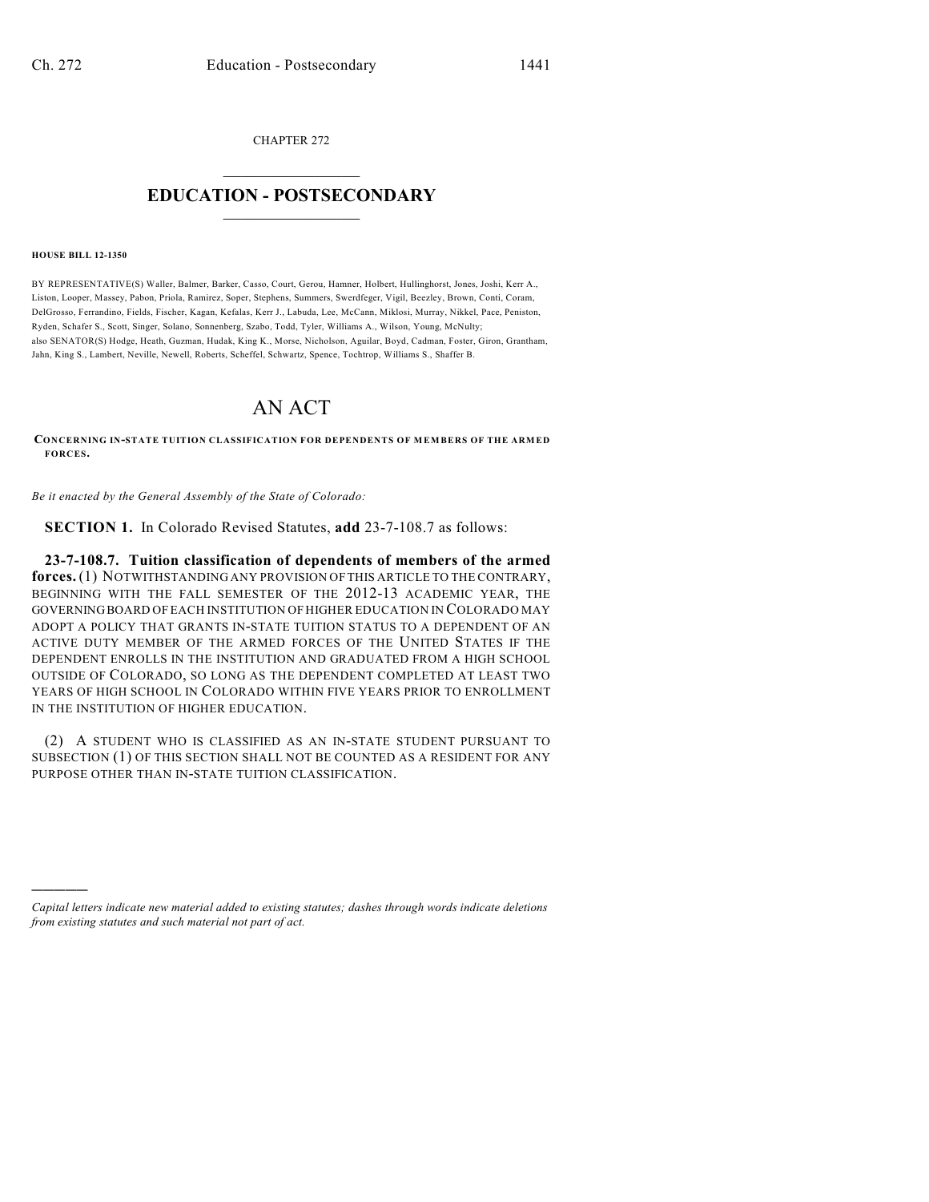CHAPTER 272

# EDUCATION - POSTSECONDARY

**HOUSE BILL 12-1350**

BY REPRESENTATIVE(S) Waller, Balmer, Barker, Casso, Court, Gerou, Hamner, Holbert, Hullinghorst, Jones, Joshi, Kerr A., Liston, Looper, Massey, Pabon, Priola, Ramirez, Soper, Stephens, Summers, Swerdfeger, Vigil, Beezley, Brown, Conti, Coram, DelGrosso, Ferrandino, Fields, Fischer, Kagan, Kefalas, Kerr J., Labuda, Lee, McCann, Miklosi, Murray, Nikkel, Pace, Peniston, Ryden, Schafer S., Scott, Singer, Solano, Sonnenberg, Szabo, Todd, Tyler, Williams A., Wilson, Young, McNulty;
also SENATOR(S) Hodge, Heath, Guzman, Hudak, King K., Morse, Nicholson, Aguilar, Boyd, Cadman, Foster, Giron, Grantham, Jahn, King S., Lambert, Neville, Newell, Roberts, Scheffel, Schwartz, Spence, Tochtrop, Williams S., Shaffer B.

# AN ACT

**CONCERNING IN-STATE TUITION CLASSIFICATION FOR DEPENDENTS OF MEMBERS OF THE ARMED FORCES.**

*Be it enacted by the General Assembly of the State of Colorado:*

**SECTION 1.** In Colorado Revised Statutes, **add** 23-7-108.7 as follows:

**23-7-108.7. Tuition classification of dependents of members of the armed forces.** (1) NOTWITHSTANDING ANY PROVISION OF THIS ARTICLE TO THE CONTRARY, BEGINNING WITH THE FALL SEMESTER OF THE 2012-13 ACADEMIC YEAR, THE GOVERNING BOARD OF EACH INSTITUTION OF HIGHER EDUCATION IN COLORADO MAY ADOPT A POLICY THAT GRANTS IN-STATE TUITION STATUS TO A DEPENDENT OF AN ACTIVE DUTY MEMBER OF THE ARMED FORCES OF THE UNITED STATES IF THE DEPENDENT ENROLLS IN THE INSTITUTION AND GRADUATED FROM A HIGH SCHOOL OUTSIDE OF COLORADO, SO LONG AS THE DEPENDENT COMPLETED AT LEAST TWO YEARS OF HIGH SCHOOL IN COLORADO WITHIN FIVE YEARS PRIOR TO ENROLLMENT IN THE INSTITUTION OF HIGHER EDUCATION.

(2) A STUDENT WHO IS CLASSIFIED AS AN IN-STATE STUDENT PURSUANT TO SUBSECTION (1) OF THIS SECTION SHALL NOT BE COUNTED AS A RESIDENT FOR ANY PURPOSE OTHER THAN IN-STATE TUITION CLASSIFICATION.

---

*Capital letters indicate new material added to existing statutes; dashes through words indicate deletions from existing statutes and such material not part of act.*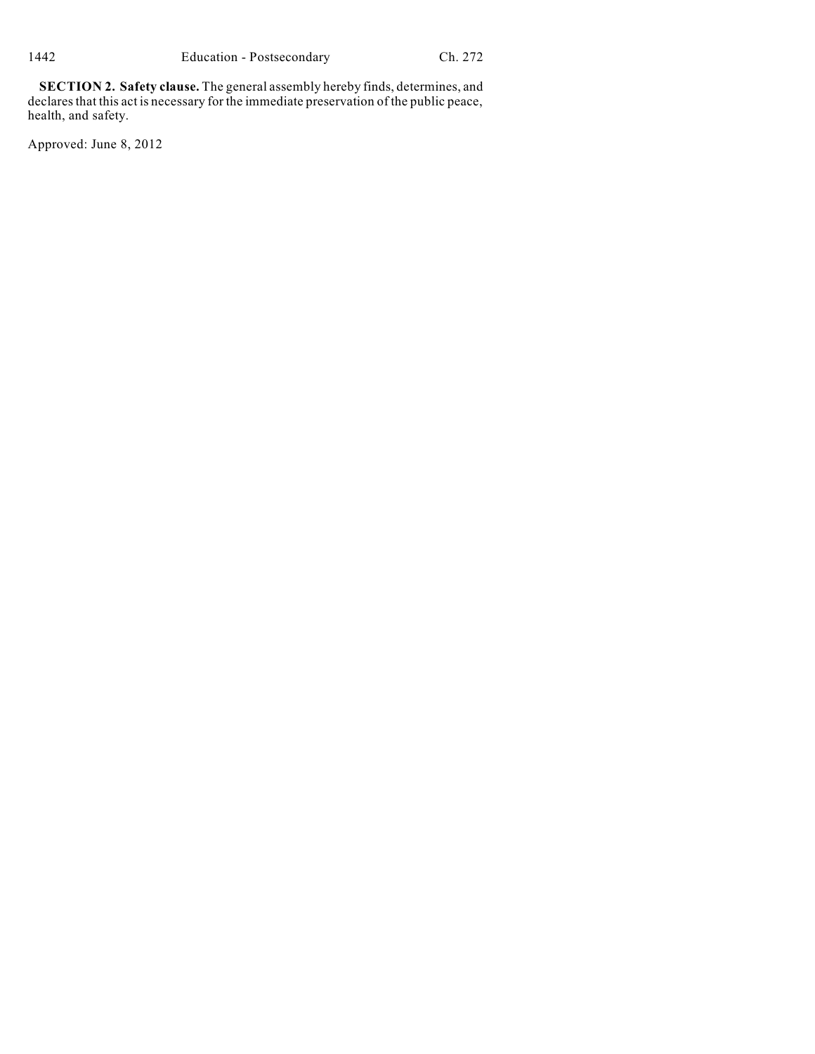**SECTION 2. Safety clause.** The general assembly hereby finds, determines, and declares that this act is necessary for the immediate preservation of the public peace, health, and safety.

Approved: June 8, 2012